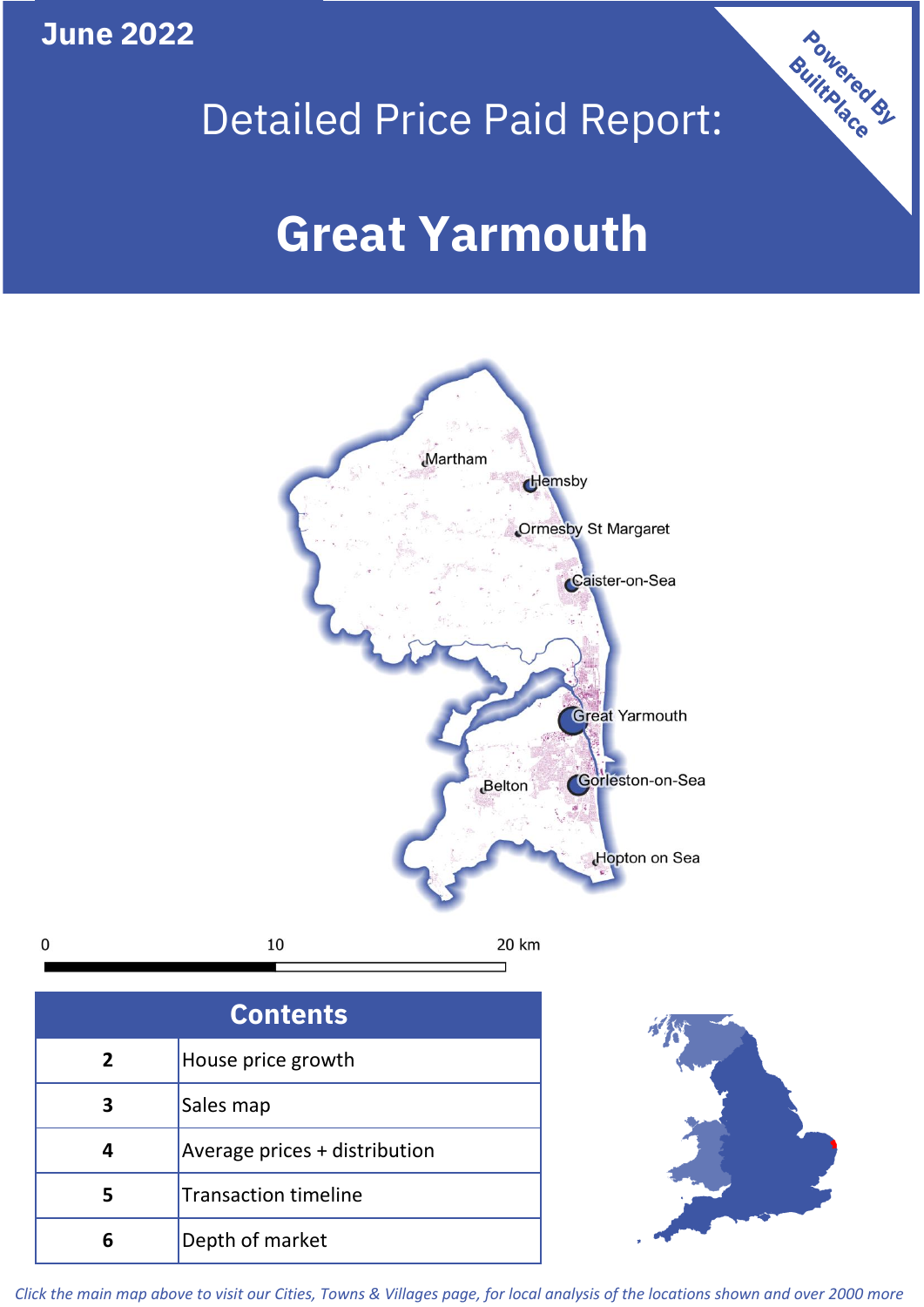**June 2022**

# Detailed Price Paid Report:

# Great Yarmouth

Powered By BuiltPlace

Martham
Hemsby
Ormesby St Margaret
Caister-on-Sea
Great Yarmouth
Gorleston-on-Sea
Belton
Hopton on Sea

0 10 20 km

| Contents | |
|---|---|
| 2 | House price growth |
| 3 | Sales map |
| 4 | Average prices + distribution |
| 5 | Transaction timeline |
| 6 | Depth of market |

*Click the main map above to visit our Cities, Towns & Villages page, for local analysis of the locations shown and over 2000 more*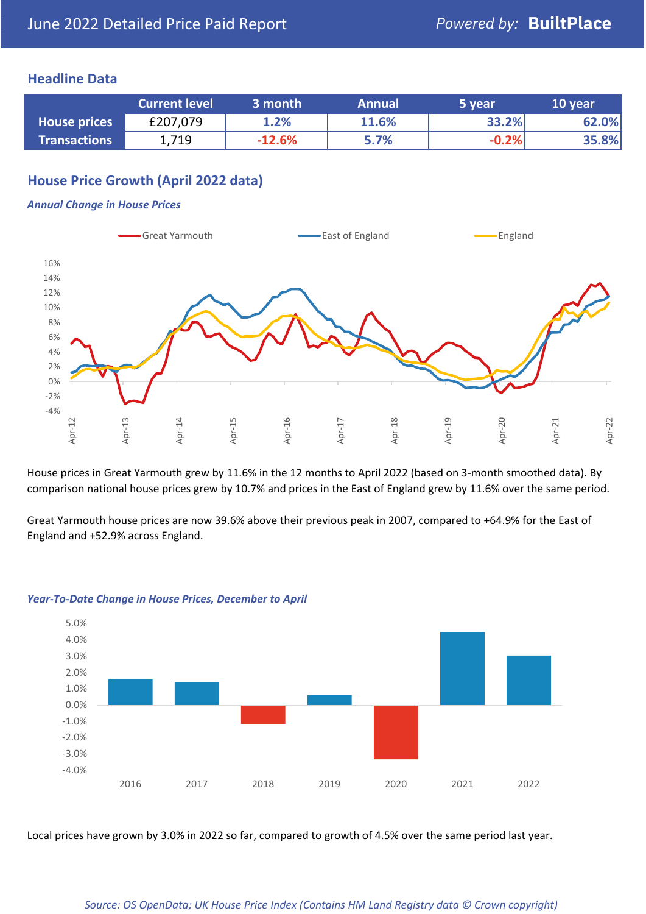## Headline Data

| | Current level | 3 month | Annual | 5 year | 10 year |
|---|---|---|---|---|---|
| **House prices** | £207,079 | 1.2% | 11.6% | 33.2% | 62.0% |
| **Transactions** | 1,719 | -12.6% | 5.7% | -0.2% | 35.8% |

## House Price Growth (April 2022 data)

***Annual Change in House Prices***

House prices in Great Yarmouth grew by 11.6% in the 12 months to April 2022 (based on 3-month smoothed data). By comparison national house prices grew by 10.7% and prices in the East of England grew by 11.6% over the same period.

Great Yarmouth house prices are now 39.6% above their previous peak in 2007, compared to +64.9% for the East of England and +52.9% across England.

***Year-To-Date Change in House Prices, December to April***

Local prices have grown by 3.0% in 2022 so far, compared to growth of 4.5% over the same period last year.

*Source: OS OpenData; UK House Price Index (Contains HM Land Registry data © Crown copyright)*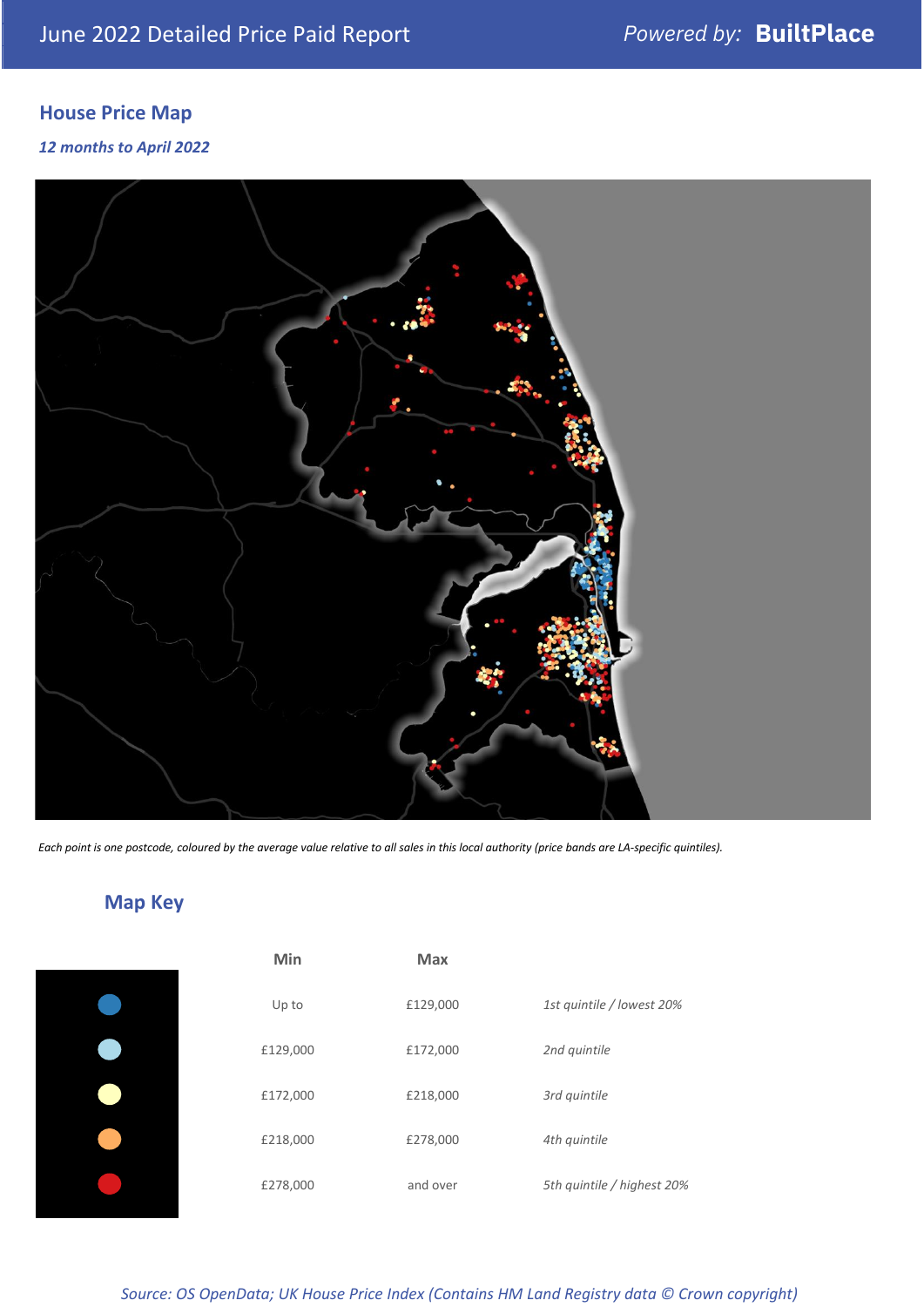June 2022 Detailed Price Paid Report

*Powered by:* **BuiltPlace**

## House Price Map

***12 months to April 2022***

*Each point is one postcode, coloured by the average value relative to all sales in this local authority (price bands are LA-specific quintiles).*

## Map Key

| | Min | Max | |
|---|---|---|---|
| (dark blue) | Up to | £129,000 | *1st quintile / lowest 20%* |
| (light blue) | £129,000 | £172,000 | *2nd quintile* |
| (pale yellow) | £172,000 | £218,000 | *3rd quintile* |
| (orange) | £218,000 | £278,000 | *4th quintile* |
| (red) | £278,000 | and over | *5th quintile / highest 20%* |

*Source: OS OpenData; UK House Price Index (Contains HM Land Registry data © Crown copyright)*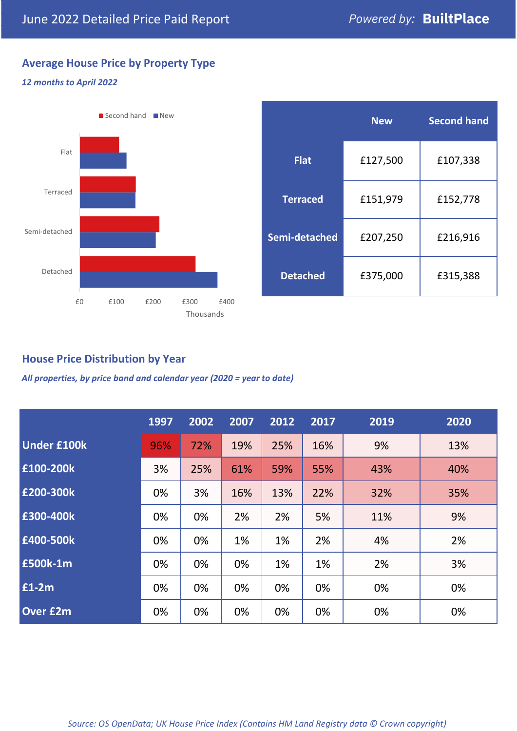June 2022 Detailed Price Paid Report

*Powered by:* **BuiltPlace**

## Average House Price by Property Type

***12 months to April 2022***

| | New | Second hand |
|---|---|---|
| **Flat** | £127,500 | £107,338 |
| **Terraced** | £151,979 | £152,778 |
| **Semi-detached** | £207,250 | £216,916 |
| **Detached** | £375,000 | £315,388 |

## House Price Distribution by Year

***All properties, by price band and calendar year (2020 = year to date)***

| | 1997 | 2002 | 2007 | 2012 | 2017 | 2019 | 2020 |
|---|---|---|---|---|---|---|---|
| **Under £100k** | 96% | 72% | 19% | 25% | 16% | 9% | 13% |
| **£100-200k** | 3% | 25% | 61% | 59% | 55% | 43% | 40% |
| **£200-300k** | 0% | 3% | 16% | 13% | 22% | 32% | 35% |
| **£300-400k** | 0% | 0% | 2% | 2% | 5% | 11% | 9% |
| **£400-500k** | 0% | 0% | 1% | 1% | 2% | 4% | 2% |
| **£500k-1m** | 0% | 0% | 0% | 1% | 1% | 2% | 3% |
| **£1-2m** | 0% | 0% | 0% | 0% | 0% | 0% | 0% |
| **Over £2m** | 0% | 0% | 0% | 0% | 0% | 0% | 0% |

*Source: OS OpenData; UK House Price Index (Contains HM Land Registry data © Crown copyright)*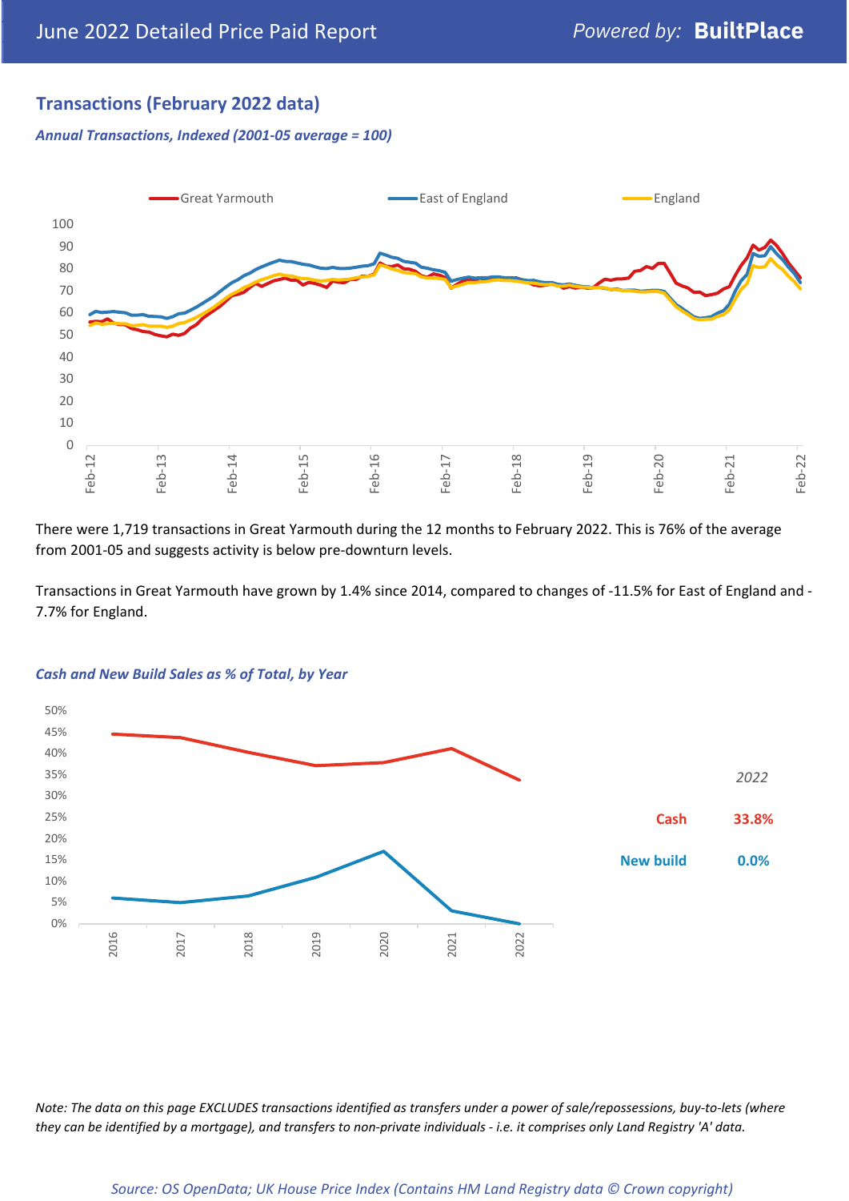## Transactions (February 2022 data)

*Annual Transactions, Indexed (2001-05 average = 100)*

There were 1,719 transactions in Great Yarmouth during the 12 months to February 2022. This is 76% of the average from 2001-05 and suggests activity is below pre-downturn levels.

Transactions in Great Yarmouth have grown by 1.4% since 2014, compared to changes of -11.5% for East of England and -7.7% for England.

*Cash and New Build Sales as % of Total, by Year*

| 2022 | |
|---|---|
| Cash | 33.8% |
| New build | 0.0% |

*Note: The data on this page EXCLUDES transactions identified as transfers under a power of sale/repossessions, buy-to-lets (where they can be identified by a mortgage), and transfers to non-private individuals - i.e. it comprises only Land Registry 'A' data.*

*Source: OS OpenData; UK House Price Index (Contains HM Land Registry data © Crown copyright)*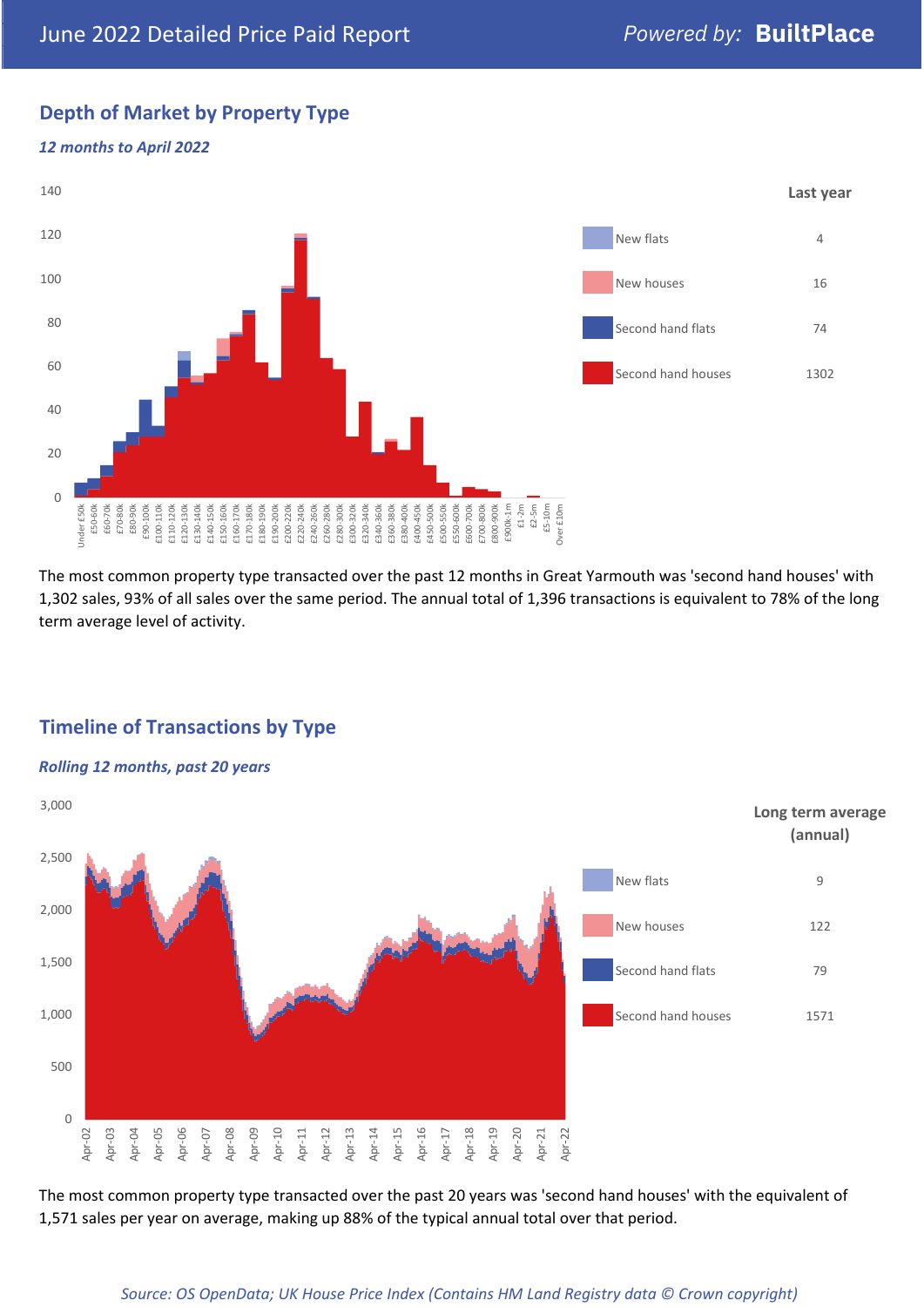## June 2022 Detailed Price Paid Report

*Powered by:* **BuiltPlace**

## Depth of Market by Property Type

*12 months to April 2022*

140
120
100
80
60
40
20
0

Under £50k, £50-60k, £60-70k, £70-80k, £80-90k, £90-100k, £100-110k, £110-120k, £120-130k, £130-140k, £140-150k, £150-160k, £160-170k, £170-180k, £180-190k, £190-200k, £200-220k, £220-240k, £240-260k, £260-280k, £280-300k, £300-320k, £320-340k, £340-360k, £360-380k, £380-400k, £400-450k, £450-500k, £500-550k, £550-600k, £600-700k, £700-800k, £800-900k, £900k-1m, £1-2m, £2-5m, £5-10m, Over £10m

**Last year**

New flats 4
New houses 16
Second hand flats 74
Second hand houses 1302

The most common property type transacted over the past 12 months in Great Yarmouth was 'second hand houses' with 1,302 sales, 93% of all sales over the same period. The annual total of 1,396 transactions is equivalent to 78% of the long term average level of activity.

## Timeline of Transactions by Type

*Rolling 12 months, past 20 years*

3,000
2,500
2,000
1,500
1,000
500
0

Apr-02, Apr-03, Apr-04, Apr-05, Apr-06, Apr-07, Apr-08, Apr-09, Apr-10, Apr-11, Apr-12, Apr-13, Apr-14, Apr-15, Apr-16, Apr-17, Apr-18, Apr-19, Apr-20, Apr-21, Apr-22

**Long term average (annual)**

New flats 9
New houses 122
Second hand flats 79
Second hand houses 1571

The most common property type transacted over the past 20 years was 'second hand houses' with the equivalent of 1,571 sales per year on average, making up 88% of the typical annual total over that period.

*Source: OS OpenData; UK House Price Index (Contains HM Land Registry data © Crown copyright)*